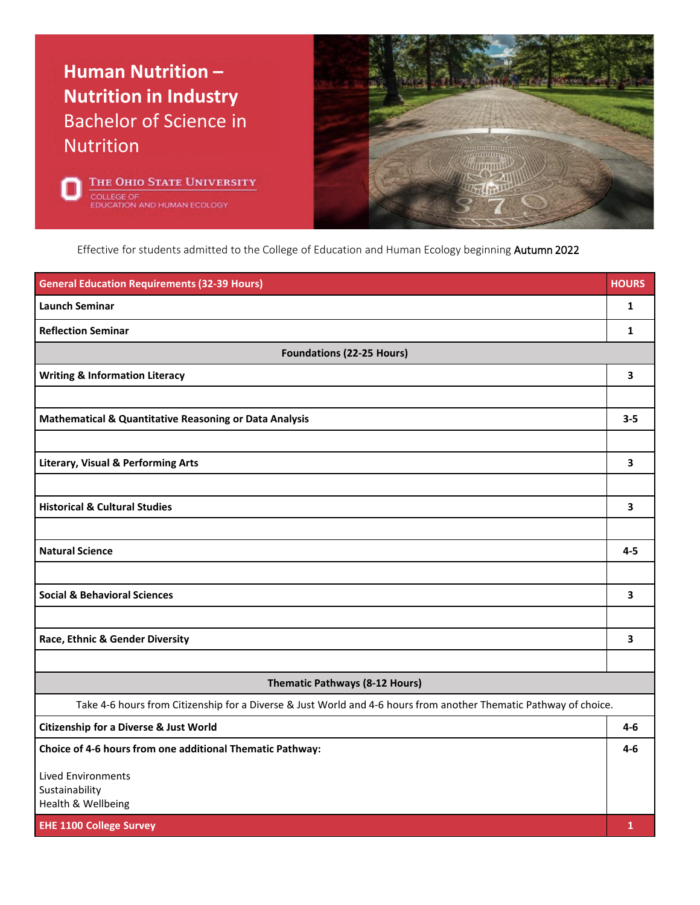# Human Nutrition – Nutrition in Industry

## Bachelor of Science in Nutrition

The Ohio State University
College of Education and Human Ecology

Effective for students admitted to the College of Education and Human Ecology beginning Autumn 2022

| General Education Requirements (32-39 Hours) | HOURS |
|---|---|
| **Launch Seminar** | **1** |
| **Reflection Seminar** | **1** |
| **Foundations (22-25 Hours)** | |
| **Writing & Information Literacy** | **3** |
| | |
| **Mathematical & Quantitative Reasoning or Data Analysis** | **3-5** |
| | |
| **Literary, Visual & Performing Arts** | **3** |
| | |
| **Historical & Cultural Studies** | **3** |
| | |
| **Natural Science** | **4-5** |
| | |
| **Social & Behavioral Sciences** | **3** |
| | |
| **Race, Ethnic & Gender Diversity** | **3** |
| | |
| **Thematic Pathways (8-12 Hours)** | |
| Take 4-6 hours from Citizenship for a Diverse & Just World and 4-6 hours from another Thematic Pathway of choice. | |
| **Citizenship for a Diverse & Just World** | **4-6** |
| **Choice of 4-6 hours from one additional Thematic Pathway:** Lived Environments, Sustainability, Health & Wellbeing | **4-6** |
| **EHE 1100 College Survey** | **1** |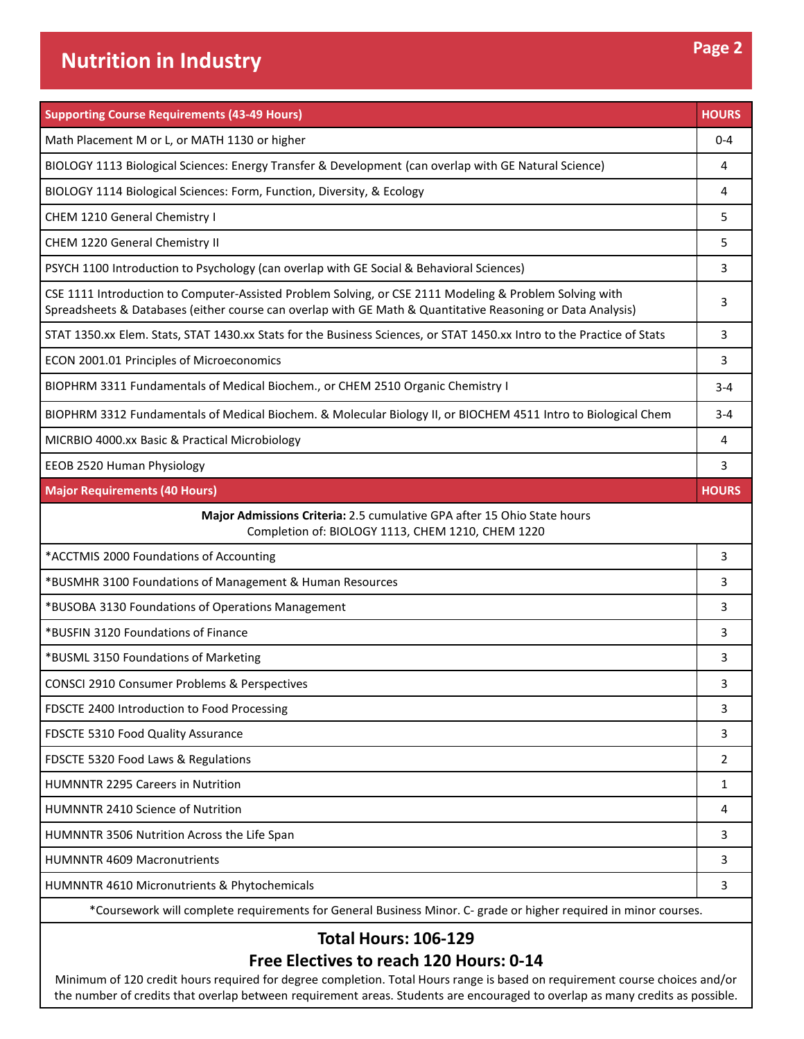# Nutrition in Industry

| Supporting Course Requirements (43-49 Hours) | HOURS |
|---|---|
| Math Placement M or L, or MATH 1130 or higher | 0-4 |
| BIOLOGY 1113 Biological Sciences: Energy Transfer & Development (can overlap with GE Natural Science) | 4 |
| BIOLOGY 1114 Biological Sciences: Form, Function, Diversity, & Ecology | 4 |
| CHEM 1210 General Chemistry I | 5 |
| CHEM 1220 General Chemistry II | 5 |
| PSYCH 1100 Introduction to Psychology (can overlap with GE Social & Behavioral Sciences) | 3 |
| CSE 1111 Introduction to Computer-Assisted Problem Solving, or CSE 2111 Modeling & Problem Solving with Spreadsheets & Databases (either course can overlap with GE Math & Quantitative Reasoning or Data Analysis) | 3 |
| STAT 1350.xx Elem. Stats, STAT 1430.xx Stats for the Business Sciences, or STAT 1450.xx Intro to the Practice of Stats | 3 |
| ECON 2001.01 Principles of Microeconomics | 3 |
| BIOPHRM 3311 Fundamentals of Medical Biochem., or CHEM 2510 Organic Chemistry I | 3-4 |
| BIOPHRM 3312 Fundamentals of Medical Biochem. & Molecular Biology II, or BIOCHEM 4511 Intro to Biological Chem | 3-4 |
| MICRBIO 4000.xx Basic & Practical Microbiology | 4 |
| EEOB 2520 Human Physiology | 3 |

| Major Requirements (40 Hours) | HOURS |
|---|---|
| **Major Admissions Criteria:** 2.5 cumulative GPA after 15 Ohio State hours<br>Completion of: BIOLOGY 1113, CHEM 1210, CHEM 1220 | |
| *ACCTMIS 2000 Foundations of Accounting | 3 |
| *BUSMHR 3100 Foundations of Management & Human Resources | 3 |
| *BUSOBA 3130 Foundations of Operations Management | 3 |
| *BUSFIN 3120 Foundations of Finance | 3 |
| *BUSML 3150 Foundations of Marketing | 3 |
| CONSCI 2910 Consumer Problems & Perspectives | 3 |
| FDSCTE 2400 Introduction to Food Processing | 3 |
| FDSCTE 5310 Food Quality Assurance | 3 |
| FDSCTE 5320 Food Laws & Regulations | 2 |
| HUMNNTR 2295 Careers in Nutrition | 1 |
| HUMNNTR 2410 Science of Nutrition | 4 |
| HUMNNTR 3506 Nutrition Across the Life Span | 3 |
| HUMNNTR 4609 Macronutrients | 3 |
| HUMNNTR 4610 Micronutrients & Phytochemicals | 3 |

*Coursework will complete requirements for General Business Minor. C- grade or higher required in minor courses.

**Total Hours: 106-129**

**Free Electives to reach 120 Hours: 0-14**

Minimum of 120 credit hours required for degree completion. Total Hours range is based on requirement course choices and/or the number of credits that overlap between requirement areas. Students are encouraged to overlap as many credits as possible.